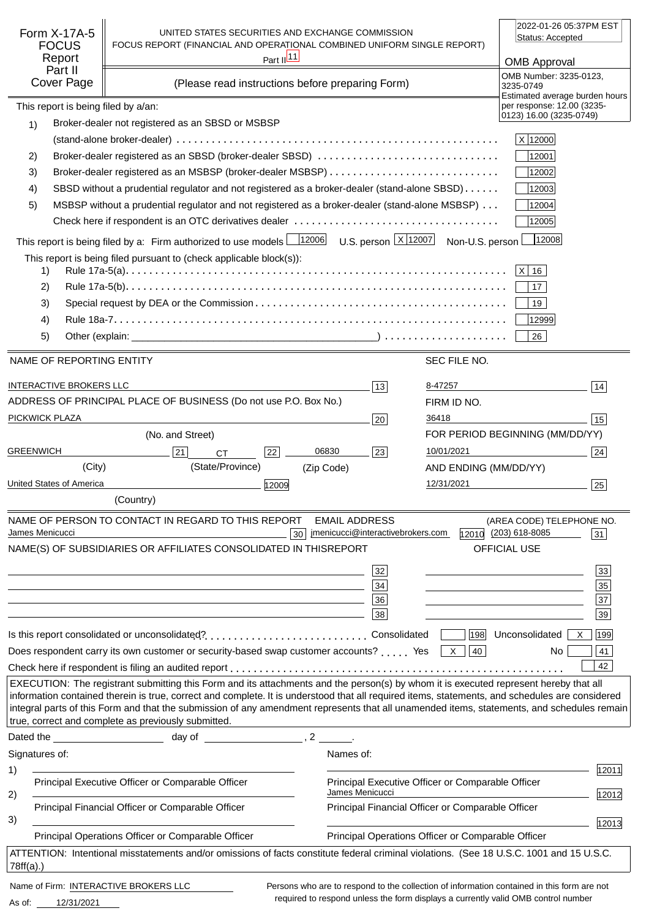Form X-17A-5 FOCUS Report Part II Cover Page

UNITED STATES SECURITIES AND EXCHANGE COMMISSION

FOCUS REPORT (FINANCIAL AND OPERATIONAL COMBINED UNIFORM SINGLE REPORT)

Part II 11

(Please read instructions before preparing Form)

2022-01-26 05:37PM EST
Status: Accepted

OMB Approval

OMB Number: 3235-0123, 3235-0749
Estimated average burden hours per response: 12.00 (3235-0123) 16.00 (3235-0749)

This report is being filed by a/an:

| | | |
|---|---|---|
| 1) | Broker-dealer not registered as an SBSD or MSBSP (stand-alone broker-dealer) | X 12000 |
| 2) | Broker-dealer registered as an SBSD (broker-dealer SBSD) | 12001 |
| 3) | Broker-dealer registered as an MSBSP (broker-dealer MSBSP) | 12002 |
| 4) | SBSD without a prudential regulator and not registered as a broker-dealer (stand-alone SBSD) | 12003 |
| 5) | MSBSP without a prudential regulator and not registered as a broker-dealer (stand-alone MSBSP) | 12004 |
| | Check here if respondent is an OTC derivatives dealer | 12005 |

This report is being filed by a: Firm authorized to use models [ ] 12006 U.S. person [X] 12007 Non-U.S. person [ ] 12008

This report is being filed pursuant to (check applicable block(s)):

| | | |
|---|---|---|
| 1) | Rule 17a-5(a) | X 16 |
| 2) | Rule 17a-5(b) | 17 |
| 3) | Special request by DEA or the Commission | 19 |
| 4) | Rule 18a-7 | 12999 |
| 5) | Other (explain: ____________) | 26 |

| NAME OF REPORTING ENTITY | | SEC FILE NO. | |
|---|---|---|---|
| INTERACTIVE BROKERS LLC | 13 | 8-47257 | 14 |
| ADDRESS OF PRINCIPAL PLACE OF BUSINESS (Do not use P.O. Box No.) | | FIRM ID NO. | |
| PICKWICK PLAZA (No. and Street) | 20 | 36418 | 15 |
| | | FOR PERIOD BEGINNING (MM/DD/YY) | |
| GREENWICH (City) 21 / CT (State/Province) 22 / 06830 (Zip Code) | 23 | 10/01/2021 | 24 |
| | | AND ENDING (MM/DD/YY) | |
| United States of America (Country) | 12009 | 12/31/2021 | 25 |

| NAME OF PERSON TO CONTACT IN REGARD TO THIS REPORT | | EMAIL ADDRESS | | (AREA CODE) TELEPHONE NO. | |
|---|---|---|---|---|---|
| James Menicucci | 30 | jmenicucci@interactivebrokers.com | 12010 | (203) 618-8085 | 31 |

| NAME(S) OF SUBSIDIARIES OR AFFILIATES CONSOLIDATED IN THISREPORT | | OFFICIAL USE | |
|---|---|---|---|
| | 32 | | 33 |
| | 34 | | 35 |
| | 36 | | 37 |
| | 38 | | 39 |

Is this report consolidated or unconsolidated? Consolidated [ ] 198 Unconsolidated [X] 199

Does respondent carry its own customer or security-based swap customer accounts? Yes [X] 40 No [ ] 41

Check here if respondent is filing an audited report [ ] 42

EXECUTION: The registrant submitting this Form and its attachments and the person(s) by whom it is executed represent hereby that all information contained therein is true, correct and complete. It is understood that all required items, statements, and schedules are considered integral parts of this Form and that the submission of any amendment represents that all unamended items, statements, and schedules remain true, correct and complete as previously submitted.

Dated the ____________ day of ____________, 2 ____.

| Signatures of: | Names of: | |
|---|---|---|
| 1) ____________ Principal Executive Officer or Comparable Officer | ____________ Principal Executive Officer or Comparable Officer | 12011 |
| 2) ____________ Principal Financial Officer or Comparable Officer | James Menicucci Principal Financial Officer or Comparable Officer | 12012 |
| 3) ____________ Principal Operations Officer or Comparable Officer | ____________ Principal Operations Officer or Comparable Officer | 12013 |

ATTENTION: Intentional misstatements and/or omissions of facts constitute federal criminal violations. (See 18 U.S.C. 1001 and 15 U.S.C. 78ff(a).)

Name of Firm: INTERACTIVE BROKERS LLC

As of: 12/31/2021

Persons who are to respond to the collection of information contained in this form are not required to respond unless the form displays a currently valid OMB control number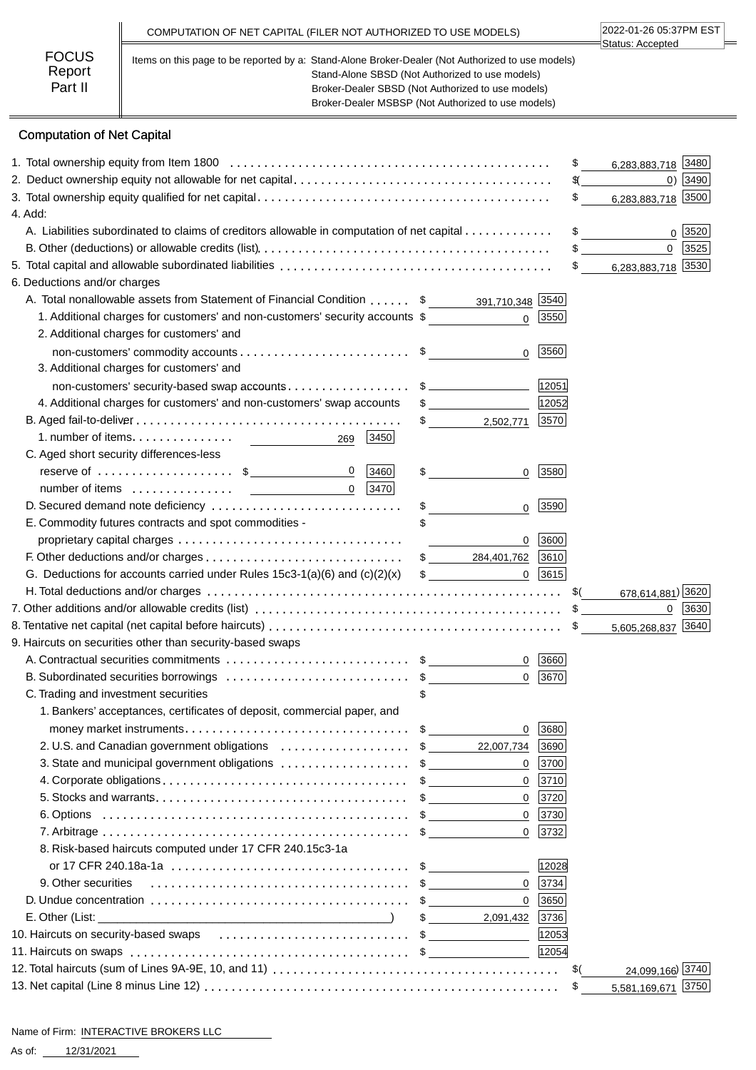# FOCUS Report Part II

**COMPUTATION OF NET CAPITAL (FILER NOT AUTHORIZED TO USE MODELS)**

2022-01-26 05:37PM EST
Status: Accepted

Items on this page to be reported by a: Stand-Alone Broker-Dealer (Not Authorized to use models)
Stand-Alone SBSD (Not Authorized to use models)
Broker-Dealer SBSD (Not Authorized to use models)
Broker-Dealer MSBSP (Not Authorized to use models)

## Computation of Net Capital

| Item | | | | Amount | Code |
|---|---|---|---|---|---|
| 1. Total ownership equity from Item 1800 | | | | $ 6,283,883,718 | 3480 |
| 2. Deduct ownership equity not allowable for net capital | | | | $( 0) | 3490 |
| 3. Total ownership equity qualified for net capital | | | | $ 6,283,883,718 | 3500 |
| 4. Add: | | | | | |
| A. Liabilities subordinated to claims of creditors allowable in computation of net capital | | | | $ 0 | 3520 |
| B. Other (deductions) or allowable credits (list) | | | | $ 0 | 3525 |
| 5. Total capital and allowable subordinated liabilities | | | | $ 6,283,883,718 | 3530 |
| 6. Deductions and/or charges | | | | | |
| A. Total nonallowable assets from Statement of Financial Condition | $ 391,710,348 | 3540 | | | |
| 1. Additional charges for customers' and non-customers' security accounts | $ 0 | 3550 | | | |
| 2. Additional charges for customers' and non-customers' commodity accounts | $ 0 | 3560 | | | |
| 3. Additional charges for customers' and non-customers' security-based swap accounts | $ | 12051 | | | |
| 4. Additional charges for customers' and non-customers' swap accounts | $ | 12052 | | | |
| B. Aged fail-to-deliver | $ 2,502,771 | 3570 | | | |
| 1. number of items 269 (3450) | | | | | |
| C. Aged short security differences-less reserve of $ 0 (3460) | $ 0 | 3580 | | | |
| number of items 0 (3470) | | | | | |
| D. Secured demand note deficiency | $ 0 | 3590 | | | |
| E. Commodity futures contracts and spot commodities - proprietary capital charges | $ 0 | 3600 | | | |
| F. Other deductions and/or charges | $ 284,401,762 | 3610 | | | |
| G. Deductions for accounts carried under Rules 15c3-1(a)(6) and (c)(2)(x) | $ 0 | 3615 | | | |
| H. Total deductions and/or charges | | | | $( 678,614,881) | 3620 |
| 7. Other additions and/or allowable credits (list) | | | | $ 0 | 3630 |
| 8. Tentative net capital (net capital before haircuts) | | | | $ 5,605,268,837 | 3640 |
| 9. Haircuts on securities other than security-based swaps | | | | | |
| A. Contractual securities commitments | $ 0 | 3660 | | | |
| B. Subordinated securities borrowings | $ 0 | 3670 | | | |
| C. Trading and investment securities | $ | | | | |
| 1. Bankers' acceptances, certificates of deposit, commercial paper, and money market instruments | $ 0 | 3680 | | | |
| 2. U.S. and Canadian government obligations | $ 22,007,734 | 3690 | | | |
| 3. State and municipal government obligations | $ 0 | 3700 | | | |
| 4. Corporate obligations | $ 0 | 3710 | | | |
| 5. Stocks and warrants | $ 0 | 3720 | | | |
| 6. Options | $ 0 | 3730 | | | |
| 7. Arbitrage | $ 0 | 3732 | | | |
| 8. Risk-based haircuts computed under 17 CFR 240.15c3-1a or 17 CFR 240.18a-1a | $ | 12028 | | | |
| 9. Other securities | $ 0 | 3734 | | | |
| D. Undue concentration | $ 0 | 3650 | | | |
| E. Other (List: ) | $ 2,091,432 | 3736 | | | |
| 10. Haircuts on security-based swaps | $ | 12053 | | | |
| 11. Haircuts on swaps | $ | 12054 | | | |
| 12. Total haircuts (sum of Lines 9A-9E, 10, and 11) | | | | $( 24,099,166) | 3740 |
| 13. Net capital (Line 8 minus Line 12) | | | | $ 5,581,169,671 | 3750 |

Name of Firm: INTERACTIVE BROKERS LLC

As of: 12/31/2021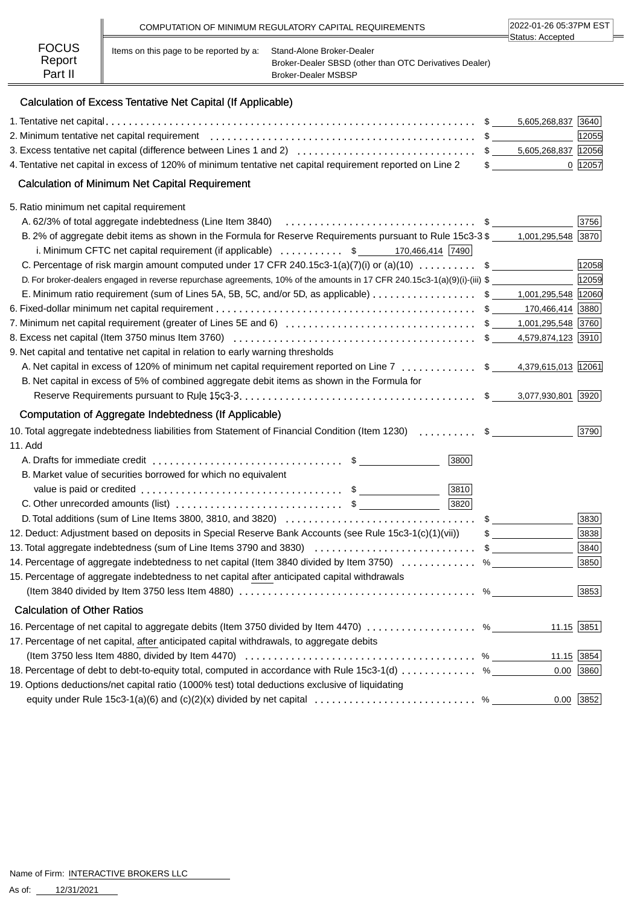COMPUTATION OF MINIMUM REGULATORY CAPITAL REQUIREMENTS

2022-01-26 05:37PM EST
Status: Accepted

**FOCUS Report Part II**

Items on this page to be reported by a: Stand-Alone Broker-Dealer
Broker-Dealer SBSD (other than OTC Derivatives Dealer)
Broker-Dealer MSBSP

## Calculation of Excess Tentative Net Capital (If Applicable)

| Item | | Amount | Code |
|---|---|---|---|
| 1. Tentative net capital | $ | 5,605,268,837 | 3640 |
| 2. Minimum tentative net capital requirement | $ | | 12055 |
| 3. Excess tentative net capital (difference between Lines 1 and 2) | $ | 5,605,268,837 | 12056 |
| 4. Tentative net capital in excess of 120% of minimum tentative net capital requirement reported on Line 2 | $ | 0 | 12057 |

## Calculation of Minimum Net Capital Requirement

| Item | | Amount | Code |
|---|---|---|---|
| 5. Ratio minimum net capital requirement | | | |
| A. 6 2/3% of total aggregate indebtedness (Line Item 3840) | $ | | 3756 |
| B. 2% of aggregate debit items as shown in the Formula for Reserve Requirements pursuant to Rule 15c3-3 | $ | 1,001,295,548 | 3870 |
| i. Minimum CFTC net capital requirement (if applicable) $ 170,466,414 [7490] | | | |
| C. Percentage of risk margin amount computed under 17 CFR 240.15c3-1(a)(7)(i) or (a)(10) | $ | | 12058 |
| D. For broker-dealers engaged in reverse repurchase agreements, 10% of the amounts in 17 CFR 240.15c3-1(a)(9)(i)-(iii) | $ | | 12059 |
| E. Minimum ratio requirement (sum of Lines 5A, 5B, 5C, and/or 5D, as applicable) | $ | 1,001,295,548 | 12060 |
| 6. Fixed-dollar minimum net capital requirement | $ | 170,466,414 | 3880 |
| 7. Minimum net capital requirement (greater of Lines 5E and 6) | $ | 1,001,295,548 | 3760 |
| 8. Excess net capital (Item 3750 minus Item 3760) | $ | 4,579,874,123 | 3910 |
| 9. Net capital and tentative net capital in relation to early warning thresholds | | | |
| A. Net capital in excess of 120% of minimum net capital requirement reported on Line 7 | $ | 4,379,615,013 | 12061 |
| B. Net capital in excess of 5% of combined aggregate debit items as shown in the Formula for Reserve Requirements pursuant to Rule 15c3-3 | $ | 3,077,930,801 | 3920 |

## Computation of Aggregate Indebtedness (If Applicable)

| Item | | Amount | Code |
|---|---|---|---|
| 10. Total aggregate indebtedness liabilities from Statement of Financial Condition (Item 1230) | $ | | 3790 |
| 11. Add | | | |
| A. Drafts for immediate credit $ [3800] | | | |
| B. Market value of securities borrowed for which no equivalent value is paid or credited $ [3810] | | | |
| C. Other unrecorded amounts (list) $ [3820] | | | |
| D. Total additions (sum of Line Items 3800, 3810, and 3820) | $ | | 3830 |
| 12. Deduct: Adjustment based on deposits in Special Reserve Bank Accounts (see Rule 15c3-1(c)(1)(vii)) | $ | | 3838 |
| 13. Total aggregate indebtedness (sum of Line Items 3790 and 3830) | $ | | 3840 |
| 14. Percentage of aggregate indebtedness to net capital (Item 3840 divided by Item 3750) | % | | 3850 |
| 15. Percentage of aggregate indebtedness to net capital after anticipated capital withdrawals (Item 3840 divided by Item 3750 less Item 4880) | % | | 3853 |

## Calculation of Other Ratios

| Item | | Amount | Code |
|---|---|---|---|
| 16. Percentage of net capital to aggregate debits (Item 3750 divided by Item 4470) | % | 11.15 | 3851 |
| 17. Percentage of net capital, after anticipated capital withdrawals, to aggregate debits (Item 3750 less Item 4880, divided by Item 4470) | % | 11.15 | 3854 |
| 18. Percentage of debt to debt-to-equity total, computed in accordance with Rule 15c3-1(d) | % | 0.00 | 3860 |
| 19. Options deductions/net capital ratio (1000% test) total deductions exclusive of liquidating equity under Rule 15c3-1(a)(6) and (c)(2)(x) divided by net capital | % | 0.00 | 3852 |

Name of Firm: INTERACTIVE BROKERS LLC

As of: 12/31/2021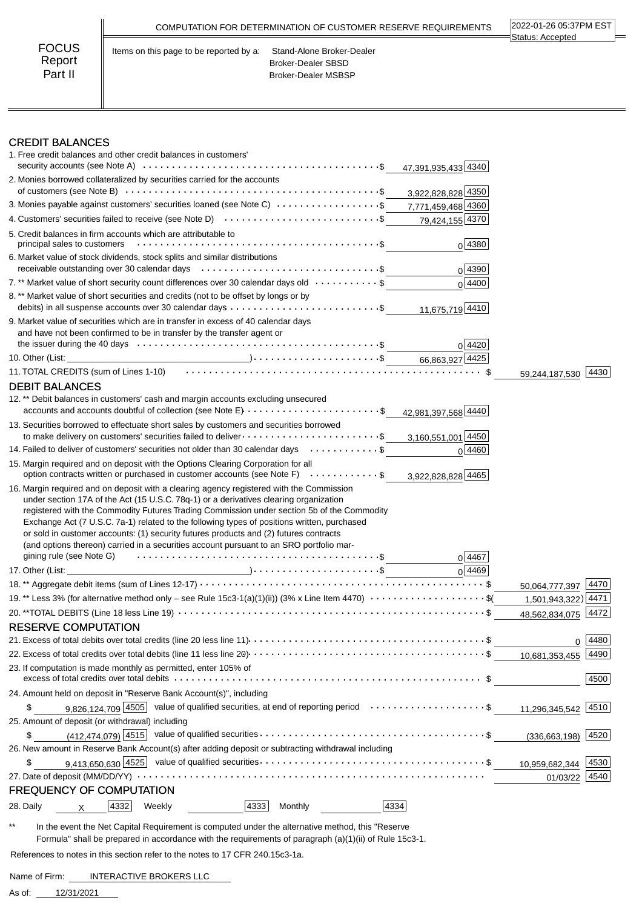COMPUTATION FOR DETERMINATION OF CUSTOMER RESERVE REQUIREMENTS

2022-01-26 05:37PM EST
Status: Accepted

FOCUS Report Part II

Items on this page to be reported by a: Stand-Alone Broker-Dealer
Broker-Dealer SBSD
Broker-Dealer MSBSP

## CREDIT BALANCES

| Line | Amount | Code | Total | Code |
|---|---|---|---|---|
| 1. Free credit balances and other credit balances in customers' security accounts (see Note A) | $ 47,391,935,433 | 4340 | | |
| 2. Monies borrowed collateralized by securities carried for the accounts of customers (see Note B) | $ 3,922,828,828 | 4350 | | |
| 3. Monies payable against customers' securities loaned (see Note C) | $ 7,771,459,468 | 4360 | | |
| 4. Customers' securities failed to receive (see Note D) | $ 79,424,155 | 4370 | | |
| 5. Credit balances in firm accounts which are attributable to principal sales to customers | $ 0 | 4380 | | |
| 6. Market value of stock dividends, stock splits and similar distributions receivable outstanding over 30 calendar days | $ 0 | 4390 | | |
| 7. ** Market value of short security count differences over 30 calendar days old | $ 0 | 4400 | | |
| 8. ** Market value of short securities and credits (not to be offset by longs or by debits) in all suspense accounts over 30 calendar days | $ 11,675,719 | 4410 | | |
| 9. Market value of securities which are in transfer in excess of 40 calendar days and have not been confirmed to be in transfer by the transfer agent or the issuer during the 40 days | $ 0 | 4420 | | |
| 10. Other (List: ____________) | $ 66,863,927 | 4425 | | |
| 11. TOTAL CREDITS (sum of Lines 1-10) | | | $ 59,244,187,530 | 4430 |

## DEBIT BALANCES

| Line | Amount | Code | Total | Code |
|---|---|---|---|---|
| 12. ** Debit balances in customers' cash and margin accounts excluding unsecured accounts and accounts doubtful of collection (see Note E) | $ 42,981,397,568 | 4440 | | |
| 13. Securities borrowed to effectuate short sales by customers and securities borrowed to make delivery on customers' securities failed to deliver | $ 3,160,551,001 | 4450 | | |
| 14. Failed to deliver of customers' securities not older than 30 calendar days | $ 0 | 4460 | | |
| 15. Margin required and on deposit with the Options Clearing Corporation for all option contracts written or purchased in customer accounts (see Note F) | $ 3,922,828,828 | 4465 | | |
| 16. Margin required and on deposit with a clearing agency registered with the Commission under section 17A of the Act (15 U.S.C. 78q-1) or a derivatives clearing organization registered with the Commodity Futures Trading Commission under section 5b of the Commodity Exchange Act (7 U.S.C. 7a-1) related to the following types of positions written, purchased or sold in customer accounts: (1) security futures products and (2) futures contracts (and options thereon) carried in a securities account pursuant to an SRO portfolio margining rule (see Note G) | $ 0 | 4467 | | |
| 17. Other (List: ____________) | $ 0 | 4469 | | |
| 18. ** Aggregate debit items (sum of Lines 12-17) | | | $ 50,064,777,397 | 4470 |
| 19. ** Less 3% (for alternative method only – see Rule 15c3-1(a)(1)(ii)) (3% x Line Item 4470) | | | $( 1,501,943,322) | 4471 |
| 20. **TOTAL DEBITS (Line 18 less Line 19) | | | $ 48,562,834,075 | 4472 |

## RESERVE COMPUTATION

| Line | Amount | Code | Total | Code |
|---|---|---|---|---|
| 21. Excess of total debits over total credits (line 20 less line 11) | | | $ 0 | 4480 |
| 22. Excess of total credits over total debits (line 11 less line 20) | | | $ 10,681,353,455 | 4490 |
| 23. If computation is made monthly as permitted, enter 105% of excess of total credits over total debits | | | $ | 4500 |
| 24. Amount held on deposit in "Reserve Bank Account(s)", including value of qualified securities, at end of reporting period | $ 9,826,124,709 | 4505 | $ 11,296,345,542 | 4510 |
| 25. Amount of deposit (or withdrawal) including value of qualified securities | $ (412,474,079) | 4515 | $ (336,663,198) | 4520 |
| 26. New amount in Reserve Bank Account(s) after adding deposit or subtracting withdrawal including value of qualified securities | $ 9,413,650,630 | 4525 | $ 10,959,682,344 | 4530 |
| 27. Date of deposit (MM/DD/YY) | | | 01/03/22 | 4540 |

## FREQUENCY OF COMPUTATION

28. Daily X [4332] Weekly ______ [4333] Monthly ______ [4334]

** In the event the Net Capital Requirement is computed under the alternative method, this "Reserve Formula" shall be prepared in accordance with the requirements of paragraph (a)(1)(ii) of Rule 15c3-1.

References to notes in this section refer to the notes to 17 CFR 240.15c3-1a.

Name of Firm: INTERACTIVE BROKERS LLC

As of: 12/31/2021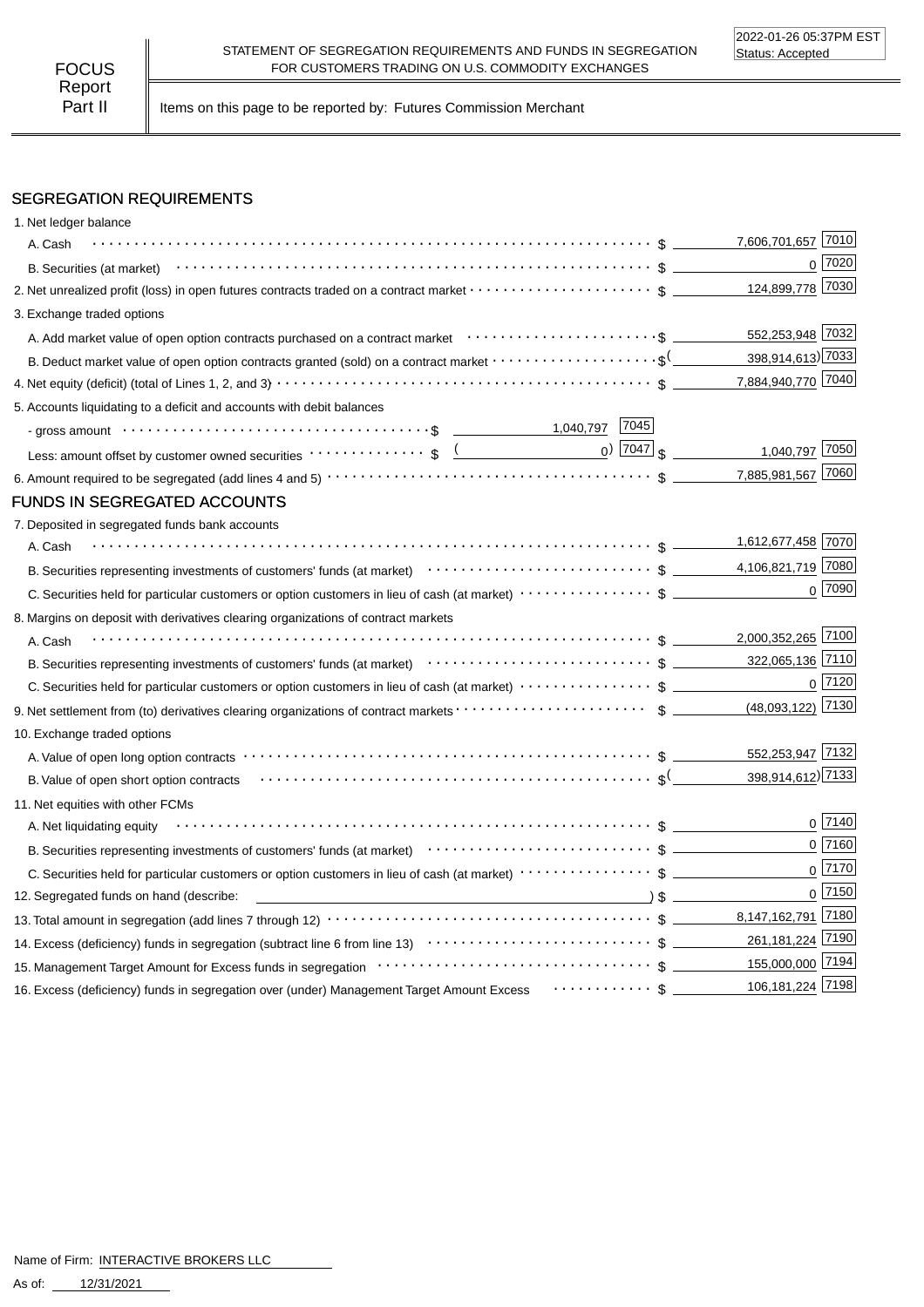FOCUS Report Part II

STATEMENT OF SEGREGATION REQUIREMENTS AND FUNDS IN SEGREGATION FOR CUSTOMERS TRADING ON U.S. COMMODITY EXCHANGES

2022-01-26 05:37PM EST
Status: Accepted

Items on this page to be reported by: Futures Commission Merchant

## SEGREGATION REQUIREMENTS

| Item | | | Amount | Code |
|---|---|---|---|---|
| 1. Net ledger balance | | | | |
| A. Cash | | | $ 7,606,701,657 | 7010 |
| B. Securities (at market) | | | $ 0 | 7020 |
| 2. Net unrealized profit (loss) in open futures contracts traded on a contract market | | | $ 124,899,778 | 7030 |
| 3. Exchange traded options | | | | |
| A. Add market value of open option contracts purchased on a contract market | | | $ 552,253,948 | 7032 |
| B. Deduct market value of open option contracts granted (sold) on a contract market | | | $ (398,914,613) | 7033 |
| 4. Net equity (deficit) (total of Lines 1, 2, and 3) | | | $ 7,884,940,770 | 7040 |
| 5. Accounts liquidating to a deficit and accounts with debit balances | | | | |
| - gross amount | $ 1,040,797 | 7045 | | |
| Less: amount offset by customer owned securities | $ (0) | 7047 | $ 1,040,797 | 7050 |
| 6. Amount required to be segregated (add lines 4 and 5) | | | $ 7,885,981,567 | 7060 |

## FUNDS IN SEGREGATED ACCOUNTS

| Item | Amount | Code |
|---|---|---|
| 7. Deposited in segregated funds bank accounts | | |
| A. Cash | $ 1,612,677,458 | 7070 |
| B. Securities representing investments of customers' funds (at market) | $ 4,106,821,719 | 7080 |
| C. Securities held for particular customers or option customers in lieu of cash (at market) | $ 0 | 7090 |
| 8. Margins on deposit with derivatives clearing organizations of contract markets | | |
| A. Cash | $ 2,000,352,265 | 7100 |
| B. Securities representing investments of customers' funds (at market) | $ 322,065,136 | 7110 |
| C. Securities held for particular customers or option customers in lieu of cash (at market) | $ 0 | 7120 |
| 9. Net settlement from (to) derivatives clearing organizations of contract markets | $ (48,093,122) | 7130 |
| 10. Exchange traded options | | |
| A. Value of open long option contracts | $ 552,253,947 | 7132 |
| B. Value of open short option contracts | $ (398,914,612) | 7133 |
| 11. Net equities with other FCMs | | |
| A. Net liquidating equity | $ 0 | 7140 |
| B. Securities representing investments of customers' funds (at market) | $ 0 | 7160 |
| C. Securities held for particular customers or option customers in lieu of cash (at market) | $ 0 | 7170 |
| 12. Segregated funds on hand (describe: ) | $ 0 | 7150 |
| 13. Total amount in segregation (add lines 7 through 12) | $ 8,147,162,791 | 7180 |
| 14. Excess (deficiency) funds in segregation (subtract line 6 from line 13) | $ 261,181,224 | 7190 |
| 15. Management Target Amount for Excess funds in segregation | $ 155,000,000 | 7194 |
| 16. Excess (deficiency) funds in segregation over (under) Management Target Amount Excess | $ 106,181,224 | 7198 |

Name of Firm: INTERACTIVE BROKERS LLC

As of: 12/31/2021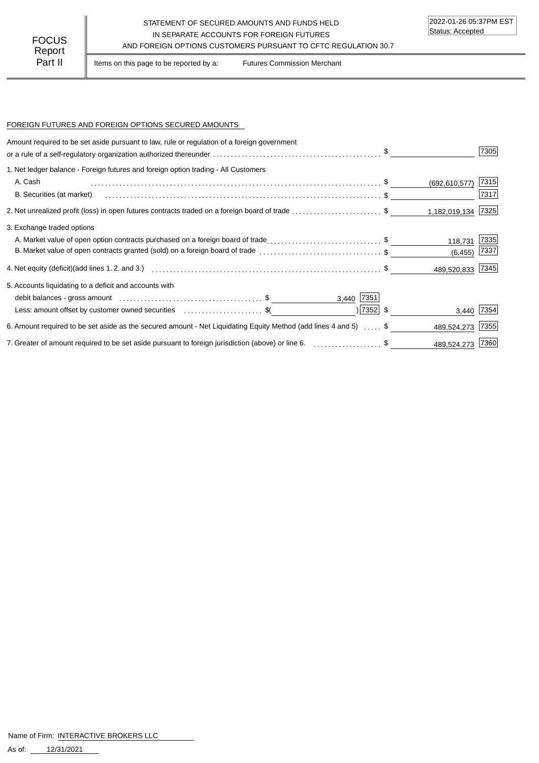FOCUS Report Part II

STATEMENT OF SECURED AMOUNTS AND FUNDS HELD IN SEPARATE ACCOUNTS FOR FOREIGN FUTURES AND FOREIGN OPTIONS CUSTOMERS PURSUANT TO CFTC REGULATION 30.7

2022-01-26 05:37PM EST
Status: Accepted

Items on this page to be reported by a: Futures Commission Merchant

## FOREIGN FUTURES AND FOREIGN OPTIONS SECURED AMOUNTS

| Description | | | Amount | Code |
|---|---|---|---|---|
| Amount required to be set aside pursuant to law, rule or regulation of a foreign government or a rule of a self-regulatory organization authorized thereunder | | | $ | 7305 |
| 1. Net ledger balance - Foreign futures and foreign option trading - All Customers | | | | |
| A. Cash | | | $ (692,610,577) | 7315 |
| B. Securities (at market) | | | $ | 7317 |
| 2. Net unrealized profit (loss) in open futures contracts traded on a foreign board of trade | | | $ 1,182,019,134 | 7325 |
| 3. Exchange traded options | | | | |
| A. Market value of open option contracts purchased on a foreign board of trade | | | $ 118,731 | 7335 |
| B. Market value of open contracts granted (sold) on a foreign board of trade | | | $ (6,455) | 7337 |
| 4. Net equity (deficit)(add lines 1. 2. and 3.) | | | $ 489,520,833 | 7345 |
| 5. Accounts liquidating to a deficit and accounts with | | | | |
| debit balances - gross amount | $ 3,440 | 7351 | | |
| Less: amount offset by customer owned securities | $( ) | 7352 | $ 3,440 | 7354 |
| 6. Amount required to be set aside as the secured amount - Net Liquidating Equity Method (add lines 4 and 5) | | | $ 489,524,273 | 7355 |
| 7. Greater of amount required to be set aside pursuant to foreign jurisdiction (above) or line 6. | | | $ 489,524,273 | 7360 |

Name of Firm: INTERACTIVE BROKERS LLC

As of: 12/31/2021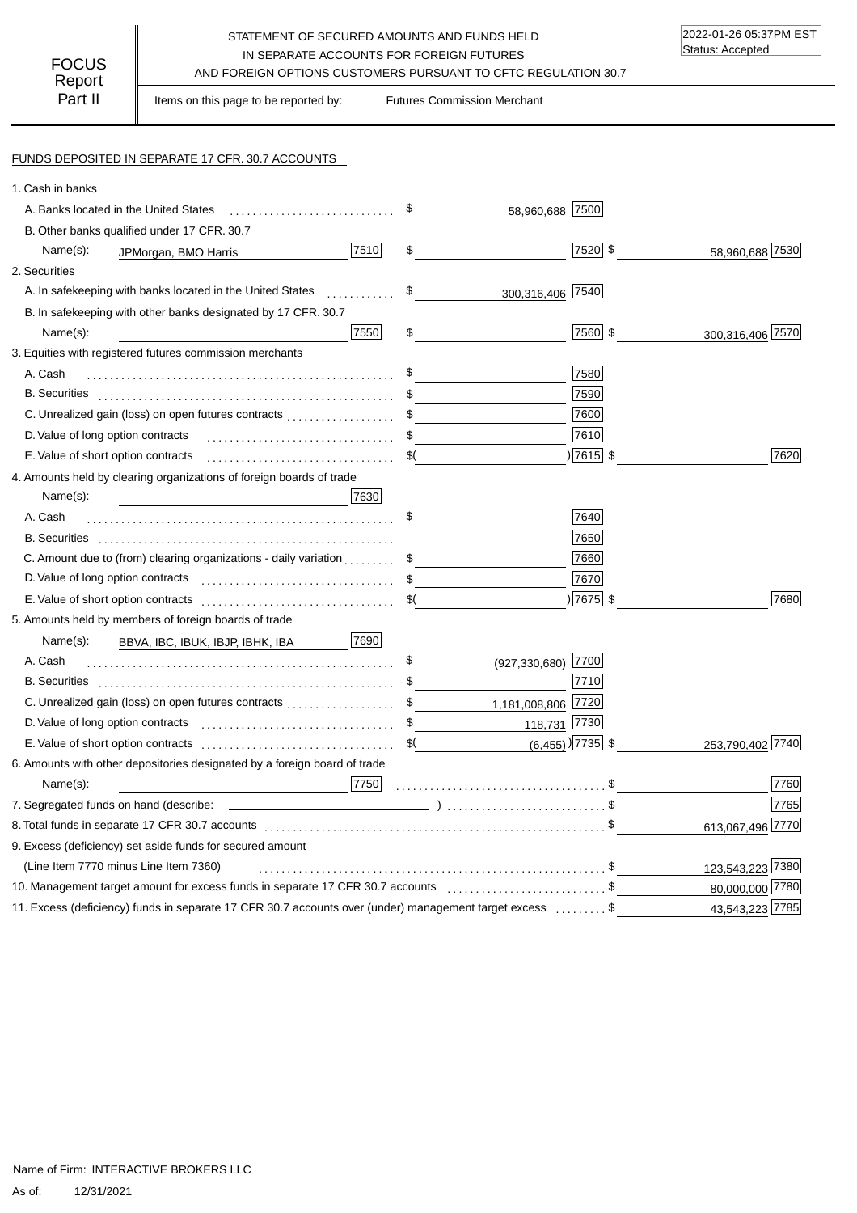FOCUS Report Part II

STATEMENT OF SECURED AMOUNTS AND FUNDS HELD IN SEPARATE ACCOUNTS FOR FOREIGN FUTURES AND FOREIGN OPTIONS CUSTOMERS PURSUANT TO CFTC REGULATION 30.7

2022-01-26 05:37PM EST
Status: Accepted

Items on this page to be reported by: Futures Commission Merchant

## FUNDS DEPOSITED IN SEPARATE 17 CFR. 30.7 ACCOUNTS

| | | | | |
|---|---|---|---|---|
| 1. Cash in banks | | | | |
| A. Banks located in the United States | $ 58,960,688 | 7500 | | |
| B. Other banks qualified under 17 CFR. 30.7 | | | | |
| Name(s): JPMorgan, BMO Harris [7510] | $ | 7520 | $ 58,960,688 | 7530 |
| 2. Securities | | | | |
| A. In safekeeping with banks located in the United States | $ 300,316,406 | 7540 | | |
| B. In safekeeping with other banks designated by 17 CFR. 30.7 | | | | |
| Name(s): [7550] | $ | 7560 | $ 300,316,406 | 7570 |
| 3. Equities with registered futures commission merchants | | | | |
| A. Cash | $ | 7580 | | |
| B. Securities | $ | 7590 | | |
| C. Unrealized gain (loss) on open futures contracts | $ | 7600 | | |
| D. Value of long option contracts | $ | 7610 | | |
| E. Value of short option contracts | $( ) | 7615 | $ | 7620 |
| 4. Amounts held by clearing organizations of foreign boards of trade | | | | |
| Name(s): [7630] | | | | |
| A. Cash | $ | 7640 | | |
| B. Securities | | 7650 | | |
| C. Amount due to (from) clearing organizations - daily variation | $ | 7660 | | |
| D. Value of long option contracts | $ | 7670 | | |
| E. Value of short option contracts | $( ) | 7675 | $ | 7680 |
| 5. Amounts held by members of foreign boards of trade | | | | |
| Name(s): BBVA, IBC, IBUK, IBJP, IBHK, IBA [7690] | | | | |
| A. Cash | $ (927,330,680) | 7700 | | |
| B. Securities | $ | 7710 | | |
| C. Unrealized gain (loss) on open futures contracts | $ 1,181,008,806 | 7720 | | |
| D. Value of long option contracts | $ 118,731 | 7730 | | |
| E. Value of short option contracts | $( (6,455) ) | 7735 | $ 253,790,402 | 7740 |
| 6. Amounts with other depositories designated by a foreign board of trade | | | | |
| Name(s): [7750] | | | $ | 7760 |
| 7. Segregated funds on hand (describe: ) | | | $ | 7765 |
| 8. Total funds in separate 17 CFR 30.7 accounts | | | $ 613,067,496 | 7770 |
| 9. Excess (deficiency) set aside funds for secured amount (Line Item 7770 minus Line Item 7360) | | | $ 123,543,223 | 7380 |
| 10. Management target amount for excess funds in separate 17 CFR 30.7 accounts | | | $ 80,000,000 | 7780 |
| 11. Excess (deficiency) funds in separate 17 CFR 30.7 accounts over (under) management target excess | | | $ 43,543,223 | 7785 |

Name of Firm: INTERACTIVE BROKERS LLC

As of: 12/31/2021